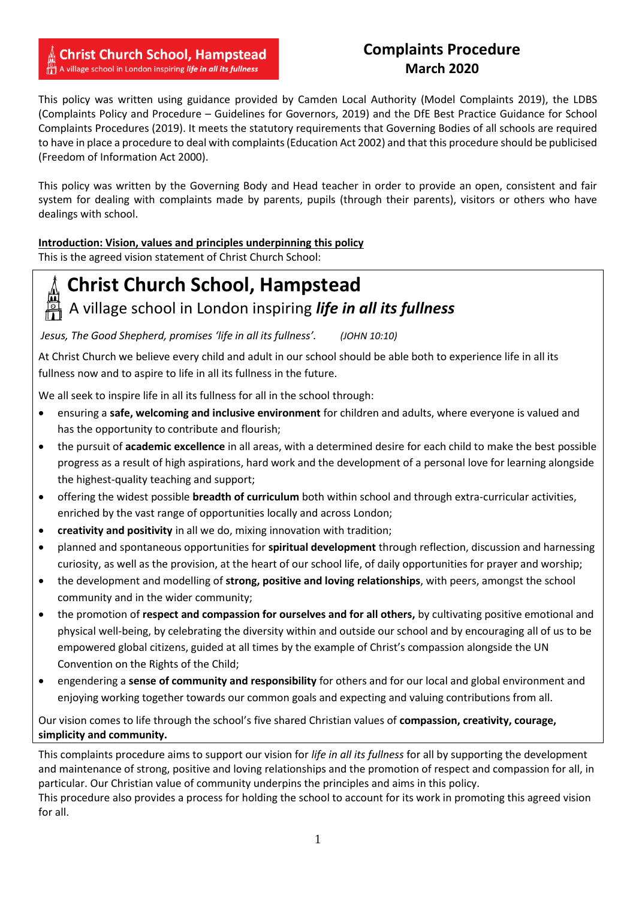**Christ Church School, Hampstead**
A village school in London inspiring ***life in all its fullness***

# Complaints Procedure
## March 2020

This policy was written using guidance provided by Camden Local Authority (Model Complaints 2019), the LDBS (Complaints Policy and Procedure – Guidelines for Governors, 2019) and the DfE Best Practice Guidance for School Complaints Procedures (2019). It meets the statutory requirements that Governing Bodies of all schools are required to have in place a procedure to deal with complaints (Education Act 2002) and that this procedure should be publicised (Freedom of Information Act 2000).

This policy was written by the Governing Body and Head teacher in order to provide an open, consistent and fair system for dealing with complaints made by parents, pupils (through their parents), visitors or others who have dealings with school.

**Introduction: Vision, values and principles underpinning this policy**

This is the agreed vision statement of Christ Church School:

## Christ Church School, Hampstead
### A village school in London inspiring ***life in all its fullness***

*Jesus, The Good Shepherd, promises 'life in all its fullness'.* *(JOHN 10:10)*

At Christ Church we believe every child and adult in our school should be able both to experience life in all its fullness now and to aspire to life in all its fullness in the future.

We all seek to inspire life in all its fullness for all in the school through:

- ensuring a **safe, welcoming and inclusive environment** for children and adults, where everyone is valued and has the opportunity to contribute and flourish;
- the pursuit of **academic excellence** in all areas, with a determined desire for each child to make the best possible progress as a result of high aspirations, hard work and the development of a personal love for learning alongside the highest-quality teaching and support;
- offering the widest possible **breadth of curriculum** both within school and through extra-curricular activities, enriched by the vast range of opportunities locally and across London;
- **creativity and positivity** in all we do, mixing innovation with tradition;
- planned and spontaneous opportunities for **spiritual development** through reflection, discussion and harnessing curiosity, as well as the provision, at the heart of our school life, of daily opportunities for prayer and worship;
- the development and modelling of **strong, positive and loving relationships**, with peers, amongst the school community and in the wider community;
- the promotion of **respect and compassion for ourselves and for all others,** by cultivating positive emotional and physical well-being, by celebrating the diversity within and outside our school and by encouraging all of us to be empowered global citizens, guided at all times by the example of Christ's compassion alongside the UN Convention on the Rights of the Child;
- engendering a **sense of community and responsibility** for others and for our local and global environment and enjoying working together towards our common goals and expecting and valuing contributions from all.

Our vision comes to life through the school's five shared Christian values of **compassion, creativity, courage, simplicity and community.**

This complaints procedure aims to support our vision for *life in all its fullness* for all by supporting the development and maintenance of strong, positive and loving relationships and the promotion of respect and compassion for all, in particular. Our Christian value of community underpins the principles and aims in this policy.
This procedure also provides a process for holding the school to account for its work in promoting this agreed vision for all.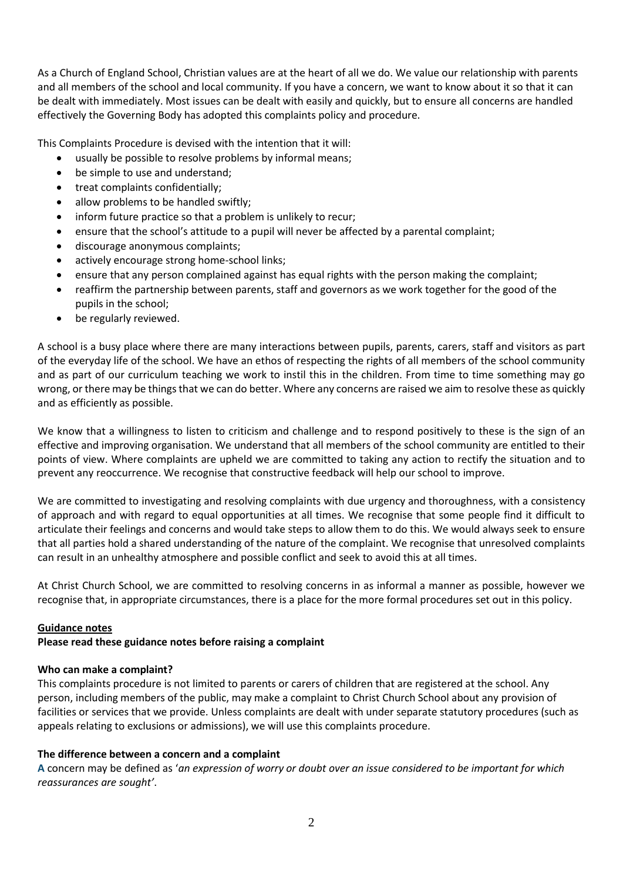As a Church of England School, Christian values are at the heart of all we do. We value our relationship with parents and all members of the school and local community. If you have a concern, we want to know about it so that it can be dealt with immediately. Most issues can be dealt with easily and quickly, but to ensure all concerns are handled effectively the Governing Body has adopted this complaints policy and procedure.

This Complaints Procedure is devised with the intention that it will:

- usually be possible to resolve problems by informal means;
- be simple to use and understand;
- treat complaints confidentially;
- allow problems to be handled swiftly;
- inform future practice so that a problem is unlikely to recur;
- ensure that the school's attitude to a pupil will never be affected by a parental complaint;
- discourage anonymous complaints;
- actively encourage strong home-school links;
- ensure that any person complained against has equal rights with the person making the complaint;
- reaffirm the partnership between parents, staff and governors as we work together for the good of the pupils in the school;
- be regularly reviewed.

A school is a busy place where there are many interactions between pupils, parents, carers, staff and visitors as part of the everyday life of the school. We have an ethos of respecting the rights of all members of the school community and as part of our curriculum teaching we work to instil this in the children. From time to time something may go wrong, or there may be things that we can do better. Where any concerns are raised we aim to resolve these as quickly and as efficiently as possible.

We know that a willingness to listen to criticism and challenge and to respond positively to these is the sign of an effective and improving organisation. We understand that all members of the school community are entitled to their points of view. Where complaints are upheld we are committed to taking any action to rectify the situation and to prevent any reoccurrence. We recognise that constructive feedback will help our school to improve.

We are committed to investigating and resolving complaints with due urgency and thoroughness, with a consistency of approach and with regard to equal opportunities at all times. We recognise that some people find it difficult to articulate their feelings and concerns and would take steps to allow them to do this. We would always seek to ensure that all parties hold a shared understanding of the nature of the complaint. We recognise that unresolved complaints can result in an unhealthy atmosphere and possible conflict and seek to avoid this at all times.

At Christ Church School, we are committed to resolving concerns in as informal a manner as possible, however we recognise that, in appropriate circumstances, there is a place for the more formal procedures set out in this policy.

## Guidance notes

**Please read these guidance notes before raising a complaint**

### Who can make a complaint?

This complaints procedure is not limited to parents or carers of children that are registered at the school. Any person, including members of the public, may make a complaint to Christ Church School about any provision of facilities or services that we provide. Unless complaints are dealt with under separate statutory procedures (such as appeals relating to exclusions or admissions), we will use this complaints procedure.

### The difference between a concern and a complaint

**A** concern may be defined as '*an expression of worry or doubt over an issue considered to be important for which reassurances are sought'*.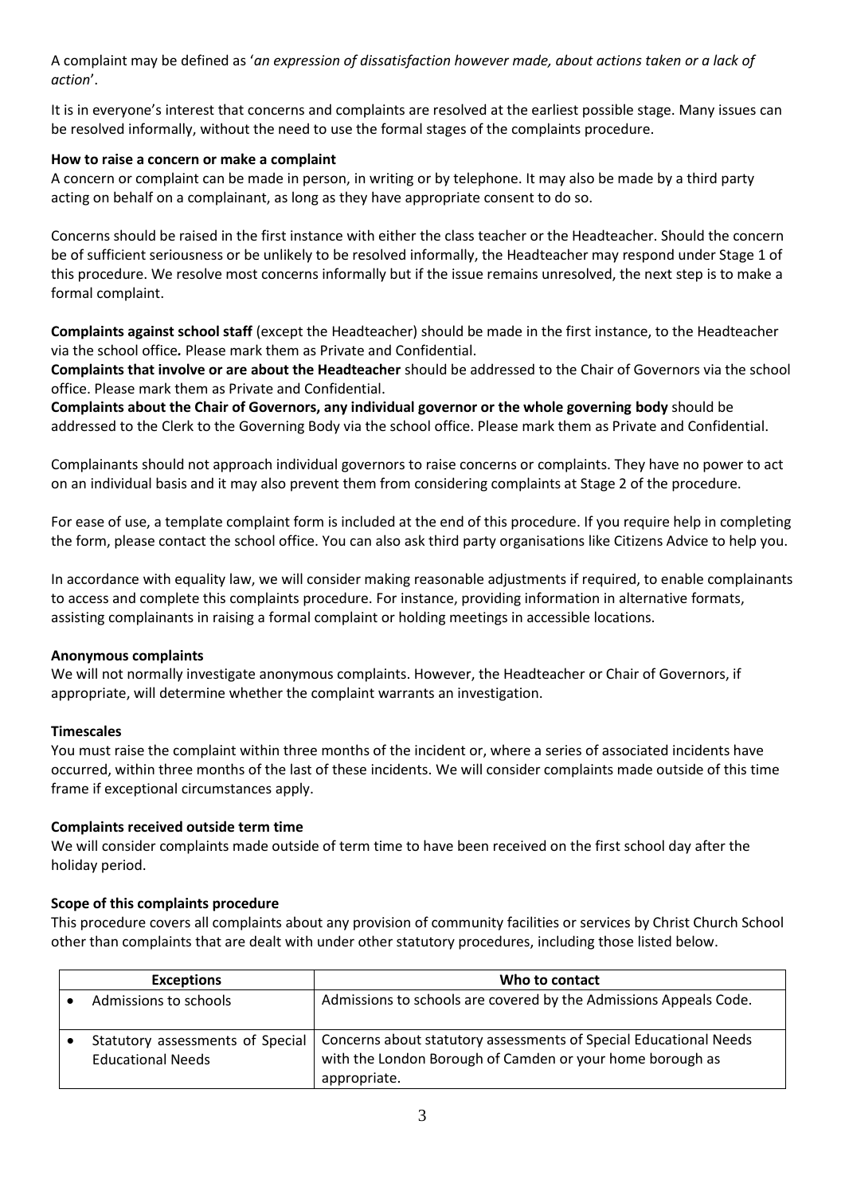A complaint may be defined as '*an expression of dissatisfaction however made, about actions taken or a lack of action*'.

It is in everyone's interest that concerns and complaints are resolved at the earliest possible stage. Many issues can be resolved informally, without the need to use the formal stages of the complaints procedure.

**How to raise a concern or make a complaint**

A concern or complaint can be made in person, in writing or by telephone. It may also be made by a third party acting on behalf on a complainant, as long as they have appropriate consent to do so.

Concerns should be raised in the first instance with either the class teacher or the Headteacher. Should the concern be of sufficient seriousness or be unlikely to be resolved informally, the Headteacher may respond under Stage 1 of this procedure. We resolve most concerns informally but if the issue remains unresolved, the next step is to make a formal complaint.

**Complaints against school staff** (except the Headteacher) should be made in the first instance, to the Headteacher via the school office*.* Please mark them as Private and Confidential.

**Complaints that involve or are about the Headteacher** should be addressed to the Chair of Governors via the school office. Please mark them as Private and Confidential.

**Complaints about the Chair of Governors, any individual governor or the whole governing body** should be addressed to the Clerk to the Governing Body via the school office. Please mark them as Private and Confidential.

Complainants should not approach individual governors to raise concerns or complaints. They have no power to act on an individual basis and it may also prevent them from considering complaints at Stage 2 of the procedure.

For ease of use, a template complaint form is included at the end of this procedure. If you require help in completing the form, please contact the school office. You can also ask third party organisations like Citizens Advice to help you.

In accordance with equality law, we will consider making reasonable adjustments if required, to enable complainants to access and complete this complaints procedure. For instance, providing information in alternative formats, assisting complainants in raising a formal complaint or holding meetings in accessible locations.

**Anonymous complaints**

We will not normally investigate anonymous complaints. However, the Headteacher or Chair of Governors, if appropriate, will determine whether the complaint warrants an investigation.

**Timescales**

You must raise the complaint within three months of the incident or, where a series of associated incidents have occurred, within three months of the last of these incidents. We will consider complaints made outside of this time frame if exceptional circumstances apply.

**Complaints received outside term time**

We will consider complaints made outside of term time to have been received on the first school day after the holiday period.

**Scope of this complaints procedure**

This procedure covers all complaints about any provision of community facilities or services by Christ Church School other than complaints that are dealt with under other statutory procedures, including those listed below.

| Exceptions | Who to contact |
|---|---|
| • Admissions to schools | Admissions to schools are covered by the Admissions Appeals Code. |
| • Statutory assessments of Special Educational Needs | Concerns about statutory assessments of Special Educational Needs with the London Borough of Camden or your home borough as appropriate. |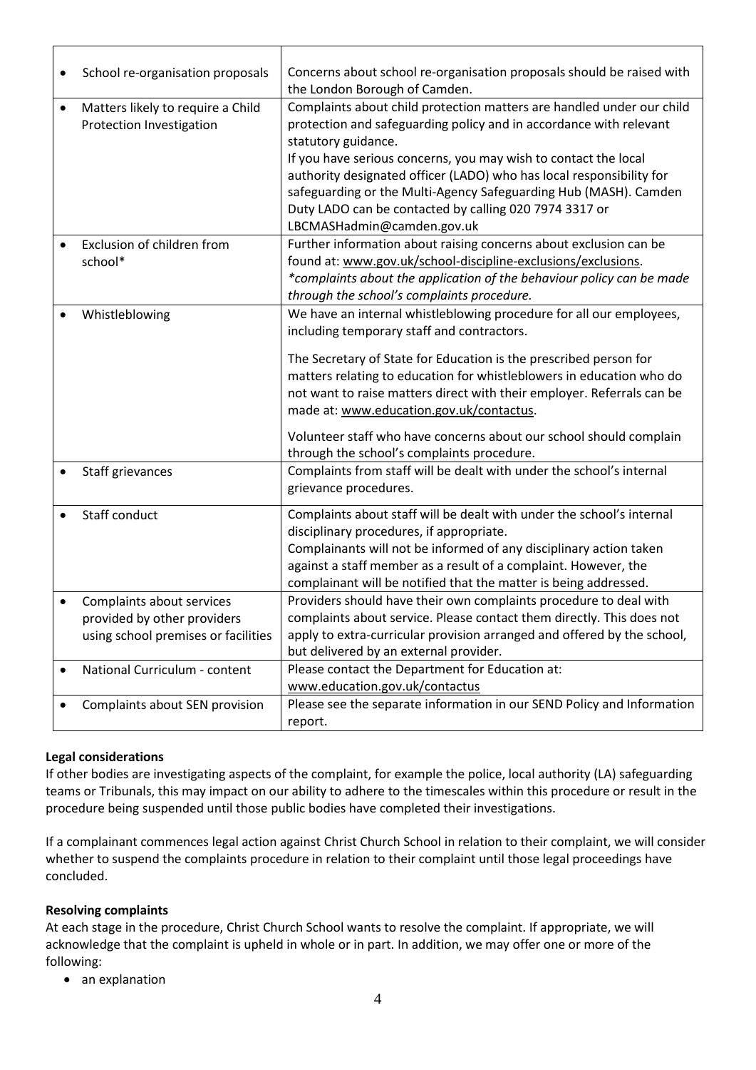| | |
|---|---|
| • School re-organisation proposals | Concerns about school re-organisation proposals should be raised with the London Borough of Camden. |
| • Matters likely to require a Child Protection Investigation | Complaints about child protection matters are handled under our child protection and safeguarding policy and in accordance with relevant statutory guidance.<br>If you have serious concerns, you may wish to contact the local authority designated officer (LADO) who has local responsibility for safeguarding or the Multi-Agency Safeguarding Hub (MASH). Camden Duty LADO can be contacted by calling 020 7974 3317 or LBCMASHadmin@camden.gov.uk |
| • Exclusion of children from school* | Further information about raising concerns about exclusion can be found at: www.gov.uk/school-discipline-exclusions/exclusions.<br>*\*complaints about the application of the behaviour policy can be made through the school's complaints procedure.* |
| • Whistleblowing | We have an internal whistleblowing procedure for all our employees, including temporary staff and contractors.<br><br>The Secretary of State for Education is the prescribed person for matters relating to education for whistleblowers in education who do not want to raise matters direct with their employer. Referrals can be made at: www.education.gov.uk/contactus.<br><br>Volunteer staff who have concerns about our school should complain through the school's complaints procedure. |
| • Staff grievances | Complaints from staff will be dealt with under the school's internal grievance procedures. |
| • Staff conduct | Complaints about staff will be dealt with under the school's internal disciplinary procedures, if appropriate.<br>Complainants will not be informed of any disciplinary action taken against a staff member as a result of a complaint. However, the complainant will be notified that the matter is being addressed. |
| • Complaints about services provided by other providers using school premises or facilities | Providers should have their own complaints procedure to deal with complaints about service. Please contact them directly. This does not apply to extra-curricular provision arranged and offered by the school, but delivered by an external provider. |
| • National Curriculum - content | Please contact the Department for Education at: www.education.gov.uk/contactus |
| • Complaints about SEN provision | Please see the separate information in our SEND Policy and Information report. |

**Legal considerations**

If other bodies are investigating aspects of the complaint, for example the police, local authority (LA) safeguarding teams or Tribunals, this may impact on our ability to adhere to the timescales within this procedure or result in the procedure being suspended until those public bodies have completed their investigations.

If a complainant commences legal action against Christ Church School in relation to their complaint, we will consider whether to suspend the complaints procedure in relation to their complaint until those legal proceedings have concluded.

**Resolving complaints**

At each stage in the procedure, Christ Church School wants to resolve the complaint. If appropriate, we will acknowledge that the complaint is upheld in whole or in part. In addition, we may offer one or more of the following:

- an explanation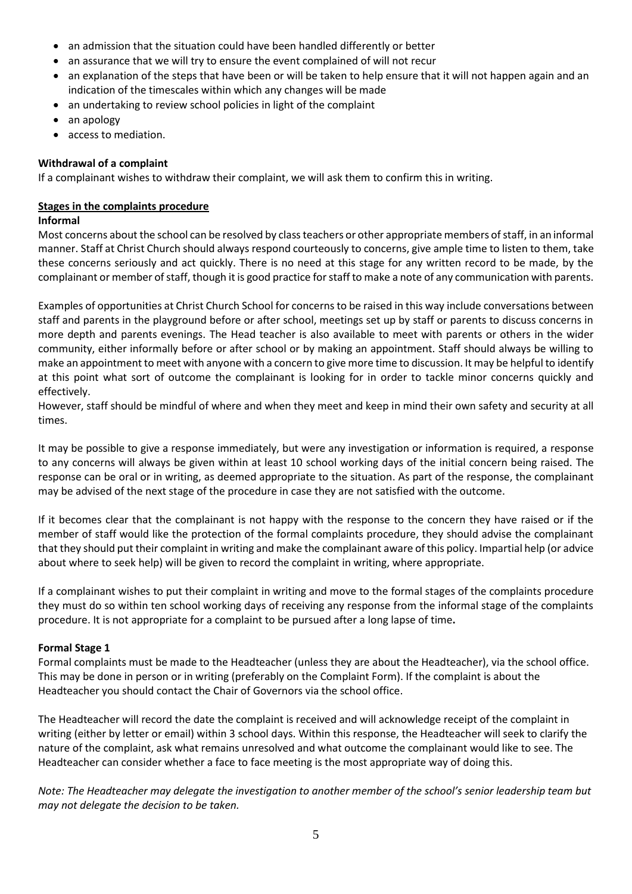- an admission that the situation could have been handled differently or better
- an assurance that we will try to ensure the event complained of will not recur
- an explanation of the steps that have been or will be taken to help ensure that it will not happen again and an indication of the timescales within which any changes will be made
- an undertaking to review school policies in light of the complaint
- an apology
- access to mediation.

**Withdrawal of a complaint**

If a complainant wishes to withdraw their complaint, we will ask them to confirm this in writing.

**Stages in the complaints procedure**

**Informal**

Most concerns about the school can be resolved by class teachers or other appropriate members of staff, in an informal manner. Staff at Christ Church should always respond courteously to concerns, give ample time to listen to them, take these concerns seriously and act quickly. There is no need at this stage for any written record to be made, by the complainant or member of staff, though it is good practice for staff to make a note of any communication with parents.

Examples of opportunities at Christ Church School for concerns to be raised in this way include conversations between staff and parents in the playground before or after school, meetings set up by staff or parents to discuss concerns in more depth and parents evenings. The Head teacher is also available to meet with parents or others in the wider community, either informally before or after school or by making an appointment. Staff should always be willing to make an appointment to meet with anyone with a concern to give more time to discussion. It may be helpful to identify at this point what sort of outcome the complainant is looking for in order to tackle minor concerns quickly and effectively.

However, staff should be mindful of where and when they meet and keep in mind their own safety and security at all times.

It may be possible to give a response immediately, but were any investigation or information is required, a response to any concerns will always be given within at least 10 school working days of the initial concern being raised. The response can be oral or in writing, as deemed appropriate to the situation. As part of the response, the complainant may be advised of the next stage of the procedure in case they are not satisfied with the outcome.

If it becomes clear that the complainant is not happy with the response to the concern they have raised or if the member of staff would like the protection of the formal complaints procedure, they should advise the complainant that they should put their complaint in writing and make the complainant aware of this policy. Impartial help (or advice about where to seek help) will be given to record the complaint in writing, where appropriate.

If a complainant wishes to put their complaint in writing and move to the formal stages of the complaints procedure they must do so within ten school working days of receiving any response from the informal stage of the complaints procedure. It is not appropriate for a complaint to be pursued after a long lapse of time**.**

**Formal Stage 1**

Formal complaints must be made to the Headteacher (unless they are about the Headteacher), via the school office. This may be done in person or in writing (preferably on the Complaint Form). If the complaint is about the Headteacher you should contact the Chair of Governors via the school office.

The Headteacher will record the date the complaint is received and will acknowledge receipt of the complaint in writing (either by letter or email) within 3 school days. Within this response, the Headteacher will seek to clarify the nature of the complaint, ask what remains unresolved and what outcome the complainant would like to see. The Headteacher can consider whether a face to face meeting is the most appropriate way of doing this.

*Note: The Headteacher may delegate the investigation to another member of the school's senior leadership team but may not delegate the decision to be taken.*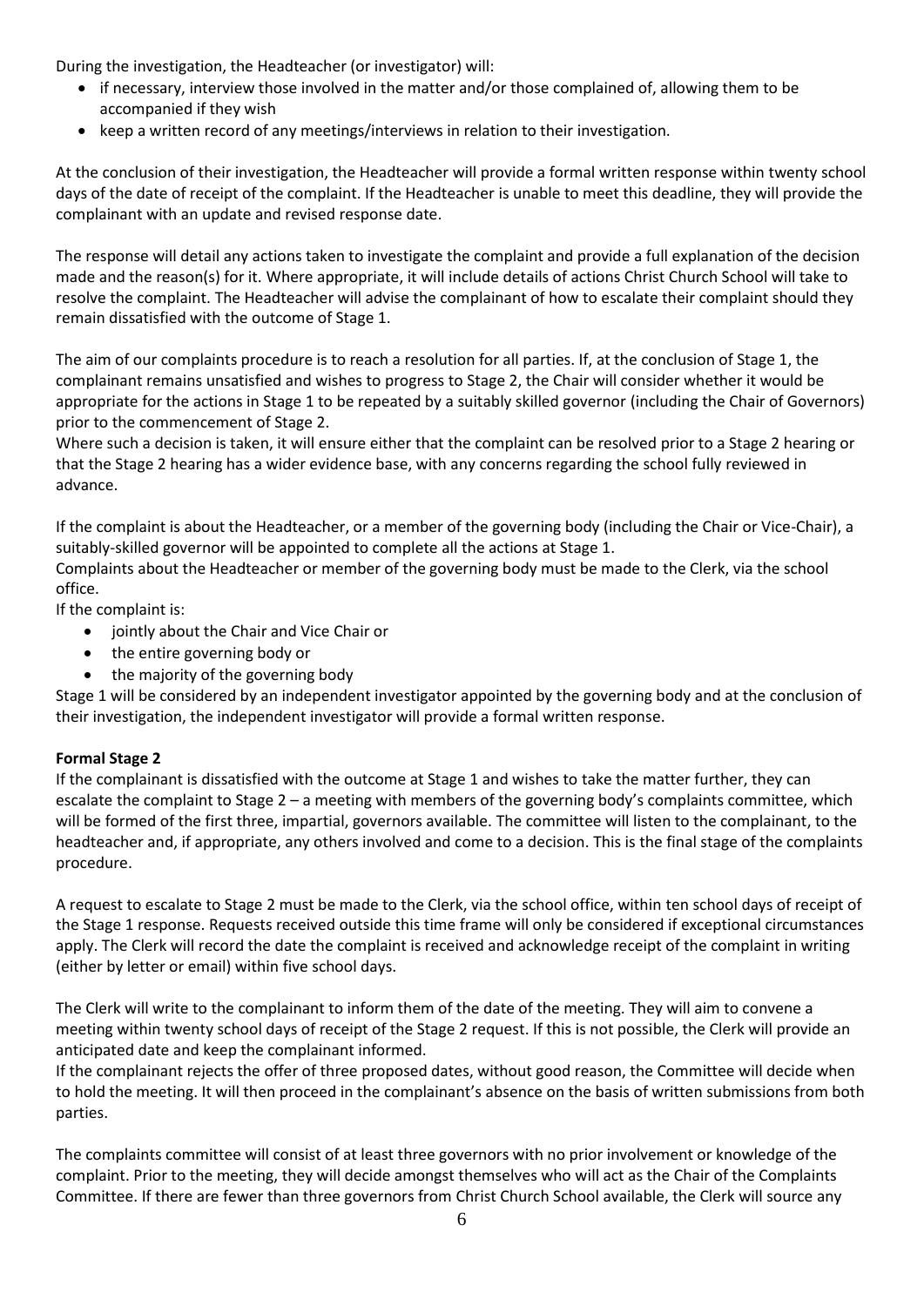During the investigation, the Headteacher (or investigator) will:

- if necessary, interview those involved in the matter and/or those complained of, allowing them to be accompanied if they wish
- keep a written record of any meetings/interviews in relation to their investigation.

At the conclusion of their investigation, the Headteacher will provide a formal written response within twenty school days of the date of receipt of the complaint. If the Headteacher is unable to meet this deadline, they will provide the complainant with an update and revised response date.

The response will detail any actions taken to investigate the complaint and provide a full explanation of the decision made and the reason(s) for it. Where appropriate, it will include details of actions Christ Church School will take to resolve the complaint. The Headteacher will advise the complainant of how to escalate their complaint should they remain dissatisfied with the outcome of Stage 1.

The aim of our complaints procedure is to reach a resolution for all parties. If, at the conclusion of Stage 1, the complainant remains unsatisfied and wishes to progress to Stage 2, the Chair will consider whether it would be appropriate for the actions in Stage 1 to be repeated by a suitably skilled governor (including the Chair of Governors) prior to the commencement of Stage 2.

Where such a decision is taken, it will ensure either that the complaint can be resolved prior to a Stage 2 hearing or that the Stage 2 hearing has a wider evidence base, with any concerns regarding the school fully reviewed in advance.

If the complaint is about the Headteacher, or a member of the governing body (including the Chair or Vice-Chair), a suitably-skilled governor will be appointed to complete all the actions at Stage 1.

Complaints about the Headteacher or member of the governing body must be made to the Clerk, via the school office.

If the complaint is:

- jointly about the Chair and Vice Chair or
- the entire governing body or
- the majority of the governing body

Stage 1 will be considered by an independent investigator appointed by the governing body and at the conclusion of their investigation, the independent investigator will provide a formal written response.

**Formal Stage 2**

If the complainant is dissatisfied with the outcome at Stage 1 and wishes to take the matter further, they can escalate the complaint to Stage 2 – a meeting with members of the governing body's complaints committee, which will be formed of the first three, impartial, governors available. The committee will listen to the complainant, to the headteacher and, if appropriate, any others involved and come to a decision. This is the final stage of the complaints procedure.

A request to escalate to Stage 2 must be made to the Clerk, via the school office, within ten school days of receipt of the Stage 1 response. Requests received outside this time frame will only be considered if exceptional circumstances apply. The Clerk will record the date the complaint is received and acknowledge receipt of the complaint in writing (either by letter or email) within five school days.

The Clerk will write to the complainant to inform them of the date of the meeting. They will aim to convene a meeting within twenty school days of receipt of the Stage 2 request. If this is not possible, the Clerk will provide an anticipated date and keep the complainant informed.

If the complainant rejects the offer of three proposed dates, without good reason, the Committee will decide when to hold the meeting. It will then proceed in the complainant's absence on the basis of written submissions from both parties.

The complaints committee will consist of at least three governors with no prior involvement or knowledge of the complaint. Prior to the meeting, they will decide amongst themselves who will act as the Chair of the Complaints Committee. If there are fewer than three governors from Christ Church School available, the Clerk will source any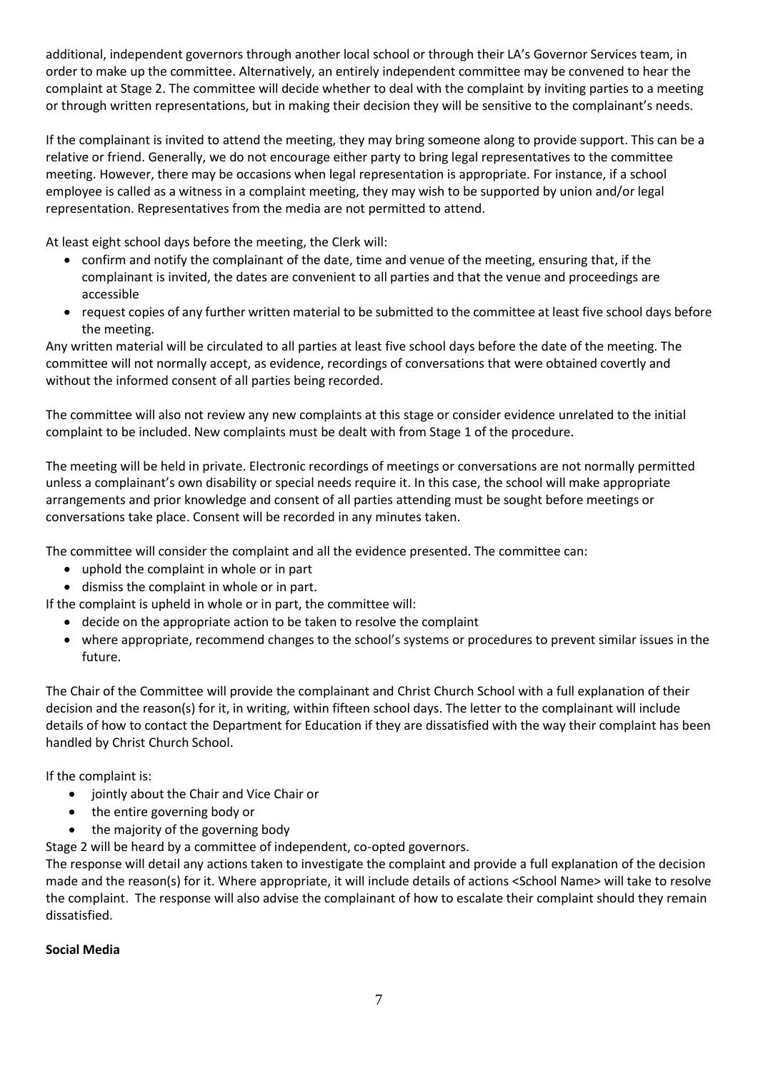additional, independent governors through another local school or through their LA's Governor Services team, in order to make up the committee. Alternatively, an entirely independent committee may be convened to hear the complaint at Stage 2. The committee will decide whether to deal with the complaint by inviting parties to a meeting or through written representations, but in making their decision they will be sensitive to the complainant's needs.

If the complainant is invited to attend the meeting, they may bring someone along to provide support. This can be a relative or friend. Generally, we do not encourage either party to bring legal representatives to the committee meeting. However, there may be occasions when legal representation is appropriate. For instance, if a school employee is called as a witness in a complaint meeting, they may wish to be supported by union and/or legal representation. Representatives from the media are not permitted to attend.

At least eight school days before the meeting, the Clerk will:

- confirm and notify the complainant of the date, time and venue of the meeting, ensuring that, if the complainant is invited, the dates are convenient to all parties and that the venue and proceedings are accessible
- request copies of any further written material to be submitted to the committee at least five school days before the meeting.

Any written material will be circulated to all parties at least five school days before the date of the meeting. The committee will not normally accept, as evidence, recordings of conversations that were obtained covertly and without the informed consent of all parties being recorded.

The committee will also not review any new complaints at this stage or consider evidence unrelated to the initial complaint to be included. New complaints must be dealt with from Stage 1 of the procedure.

The meeting will be held in private. Electronic recordings of meetings or conversations are not normally permitted unless a complainant's own disability or special needs require it. In this case, the school will make appropriate arrangements and prior knowledge and consent of all parties attending must be sought before meetings or conversations take place. Consent will be recorded in any minutes taken.

The committee will consider the complaint and all the evidence presented. The committee can:

- uphold the complaint in whole or in part
- dismiss the complaint in whole or in part.

If the complaint is upheld in whole or in part, the committee will:

- decide on the appropriate action to be taken to resolve the complaint
- where appropriate, recommend changes to the school's systems or procedures to prevent similar issues in the future.

The Chair of the Committee will provide the complainant and Christ Church School with a full explanation of their decision and the reason(s) for it, in writing, within fifteen school days. The letter to the complainant will include details of how to contact the Department for Education if they are dissatisfied with the way their complaint has been handled by Christ Church School.

If the complaint is:

- jointly about the Chair and Vice Chair or
- the entire governing body or
- the majority of the governing body

Stage 2 will be heard by a committee of independent, co-opted governors.

The response will detail any actions taken to investigate the complaint and provide a full explanation of the decision made and the reason(s) for it. Where appropriate, it will include details of actions <School Name> will take to resolve the complaint. The response will also advise the complainant of how to escalate their complaint should they remain dissatisfied.

**Social Media**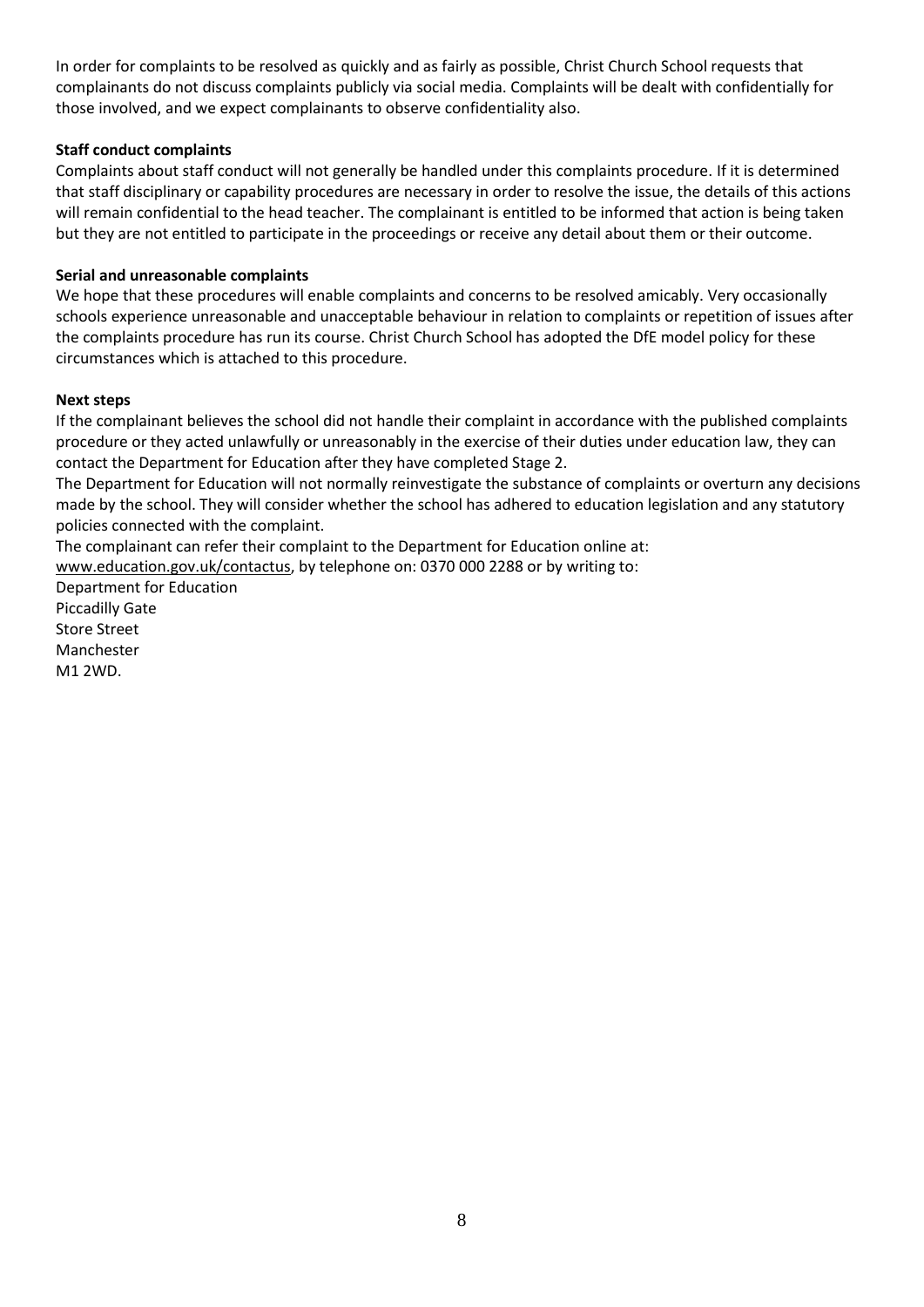In order for complaints to be resolved as quickly and as fairly as possible, Christ Church School requests that complainants do not discuss complaints publicly via social media. Complaints will be dealt with confidentially for those involved, and we expect complainants to observe confidentiality also.

**Staff conduct complaints**

Complaints about staff conduct will not generally be handled under this complaints procedure. If it is determined that staff disciplinary or capability procedures are necessary in order to resolve the issue, the details of this actions will remain confidential to the head teacher. The complainant is entitled to be informed that action is being taken but they are not entitled to participate in the proceedings or receive any detail about them or their outcome.

**Serial and unreasonable complaints**

We hope that these procedures will enable complaints and concerns to be resolved amicably. Very occasionally schools experience unreasonable and unacceptable behaviour in relation to complaints or repetition of issues after the complaints procedure has run its course. Christ Church School has adopted the DfE model policy for these circumstances which is attached to this procedure.

**Next steps**

If the complainant believes the school did not handle their complaint in accordance with the published complaints procedure or they acted unlawfully or unreasonably in the exercise of their duties under education law, they can contact the Department for Education after they have completed Stage 2.

The Department for Education will not normally reinvestigate the substance of complaints or overturn any decisions made by the school. They will consider whether the school has adhered to education legislation and any statutory policies connected with the complaint.

The complainant can refer their complaint to the Department for Education online at: www.education.gov.uk/contactus, by telephone on: 0370 000 2288 or by writing to:

Department for Education  
Piccadilly Gate  
Store Street  
Manchester  
M1 2WD.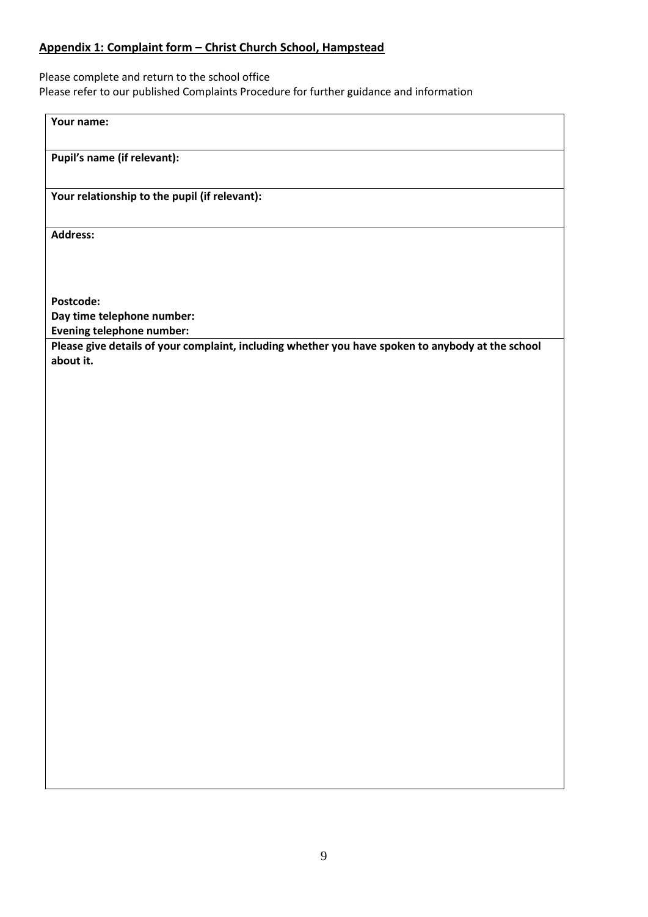**Appendix 1: Complaint form – Christ Church School, Hampstead**

Please complete and return to the school office
Please refer to our published Complaints Procedure for further guidance and information

| **Your name:** |
|---|
| **Pupil's name (if relevant):** |
| **Your relationship to the pupil (if relevant):** |
| **Address:**<br><br><br>**Postcode:**<br>**Day time telephone number:**<br>**Evening telephone number:** |
| **Please give details of your complaint, including whether you have spoken to anybody at the school about it.** |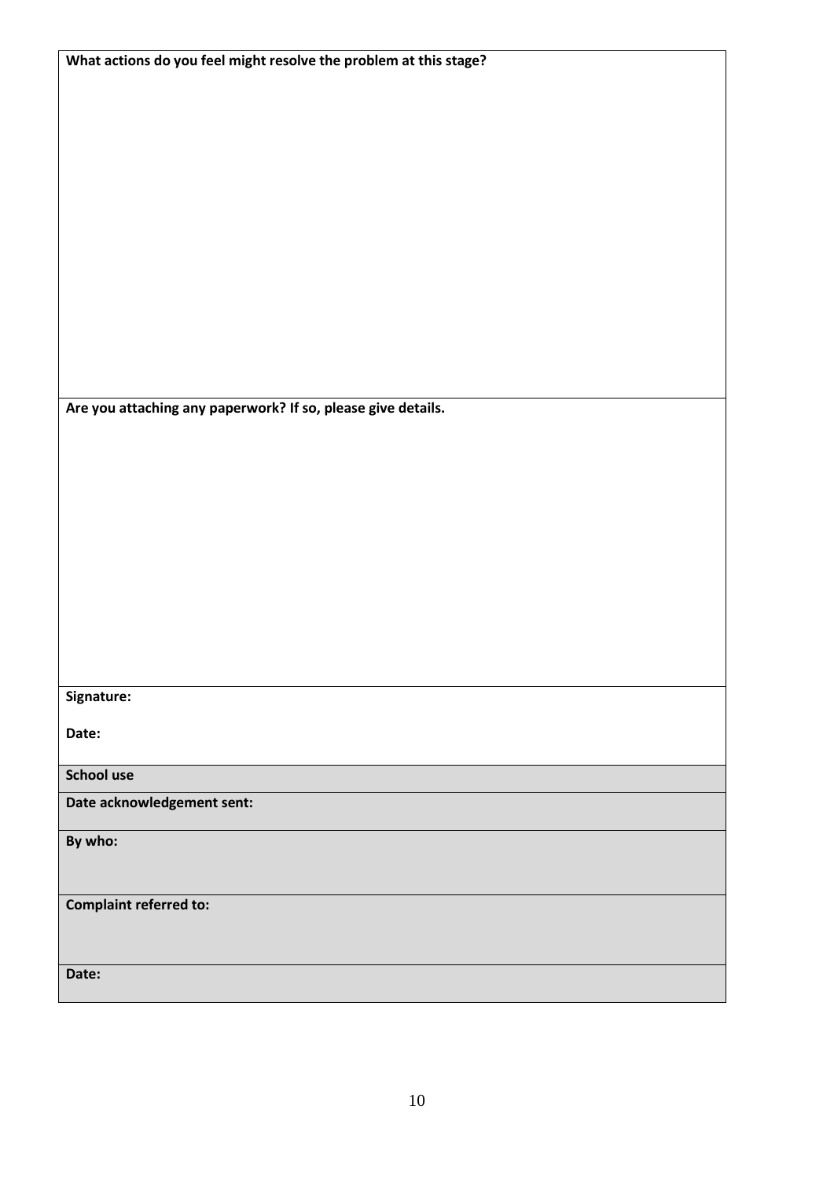| **What actions do you feel might resolve the problem at this stage?** |
| --- |
| |
| **Are you attaching any paperwork? If so, please give details.** |
| |
| **Signature:**<br><br>**Date:** |
| **School use** |
| **Date acknowledgement sent:** |
| **By who:** |
| **Complaint referred to:** |
| **Date:** |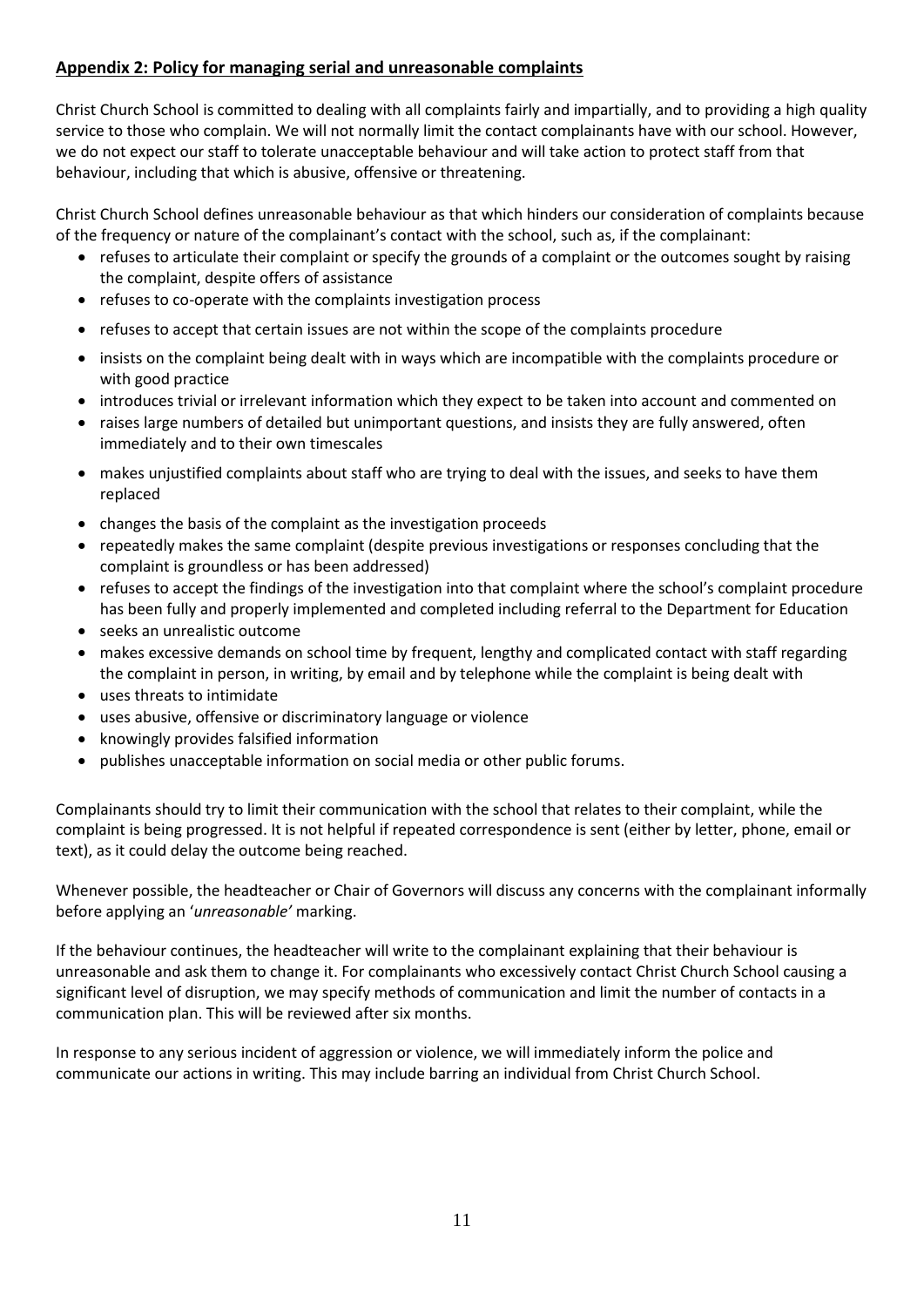**Appendix 2: Policy for managing serial and unreasonable complaints**

Christ Church School is committed to dealing with all complaints fairly and impartially, and to providing a high quality service to those who complain. We will not normally limit the contact complainants have with our school. However, we do not expect our staff to tolerate unacceptable behaviour and will take action to protect staff from that behaviour, including that which is abusive, offensive or threatening.

Christ Church School defines unreasonable behaviour as that which hinders our consideration of complaints because of the frequency or nature of the complainant's contact with the school, such as, if the complainant:

- refuses to articulate their complaint or specify the grounds of a complaint or the outcomes sought by raising the complaint, despite offers of assistance
- refuses to co-operate with the complaints investigation process
- refuses to accept that certain issues are not within the scope of the complaints procedure
- insists on the complaint being dealt with in ways which are incompatible with the complaints procedure or with good practice
- introduces trivial or irrelevant information which they expect to be taken into account and commented on
- raises large numbers of detailed but unimportant questions, and insists they are fully answered, often immediately and to their own timescales
- makes unjustified complaints about staff who are trying to deal with the issues, and seeks to have them replaced
- changes the basis of the complaint as the investigation proceeds
- repeatedly makes the same complaint (despite previous investigations or responses concluding that the complaint is groundless or has been addressed)
- refuses to accept the findings of the investigation into that complaint where the school's complaint procedure has been fully and properly implemented and completed including referral to the Department for Education
- seeks an unrealistic outcome
- makes excessive demands on school time by frequent, lengthy and complicated contact with staff regarding the complaint in person, in writing, by email and by telephone while the complaint is being dealt with
- uses threats to intimidate
- uses abusive, offensive or discriminatory language or violence
- knowingly provides falsified information
- publishes unacceptable information on social media or other public forums.

Complainants should try to limit their communication with the school that relates to their complaint, while the complaint is being progressed. It is not helpful if repeated correspondence is sent (either by letter, phone, email or text), as it could delay the outcome being reached.

Whenever possible, the headteacher or Chair of Governors will discuss any concerns with the complainant informally before applying an '*unreasonable'* marking.

If the behaviour continues, the headteacher will write to the complainant explaining that their behaviour is unreasonable and ask them to change it. For complainants who excessively contact Christ Church School causing a significant level of disruption, we may specify methods of communication and limit the number of contacts in a communication plan. This will be reviewed after six months.

In response to any serious incident of aggression or violence, we will immediately inform the police and communicate our actions in writing. This may include barring an individual from Christ Church School.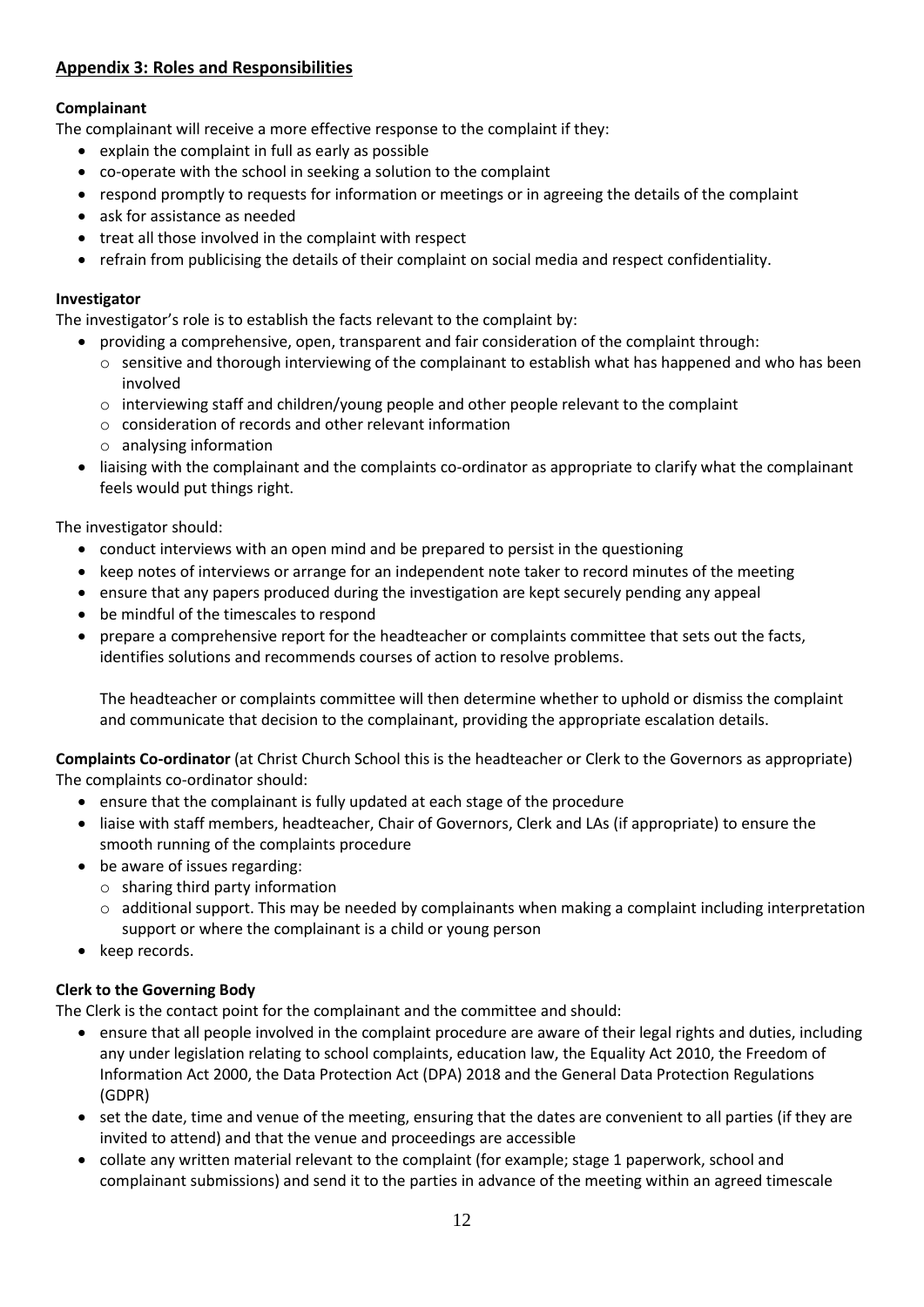## Appendix 3: Roles and Responsibilities

**Complainant**

The complainant will receive a more effective response to the complaint if they:

- explain the complaint in full as early as possible
- co-operate with the school in seeking a solution to the complaint
- respond promptly to requests for information or meetings or in agreeing the details of the complaint
- ask for assistance as needed
- treat all those involved in the complaint with respect
- refrain from publicising the details of their complaint on social media and respect confidentiality.

**Investigator**

The investigator's role is to establish the facts relevant to the complaint by:

- providing a comprehensive, open, transparent and fair consideration of the complaint through:
  - sensitive and thorough interviewing of the complainant to establish what has happened and who has been involved
  - interviewing staff and children/young people and other people relevant to the complaint
  - consideration of records and other relevant information
  - analysing information
- liaising with the complainant and the complaints co-ordinator as appropriate to clarify what the complainant feels would put things right.

The investigator should:

- conduct interviews with an open mind and be prepared to persist in the questioning
- keep notes of interviews or arrange for an independent note taker to record minutes of the meeting
- ensure that any papers produced during the investigation are kept securely pending any appeal
- be mindful of the timescales to respond
- prepare a comprehensive report for the headteacher or complaints committee that sets out the facts, identifies solutions and recommends courses of action to resolve problems.

  The headteacher or complaints committee will then determine whether to uphold or dismiss the complaint and communicate that decision to the complainant, providing the appropriate escalation details.

**Complaints Co-ordinator** (at Christ Church School this is the headteacher or Clerk to the Governors as appropriate)

The complaints co-ordinator should:

- ensure that the complainant is fully updated at each stage of the procedure
- liaise with staff members, headteacher, Chair of Governors, Clerk and LAs (if appropriate) to ensure the smooth running of the complaints procedure
- be aware of issues regarding:
  - sharing third party information
  - additional support. This may be needed by complainants when making a complaint including interpretation support or where the complainant is a child or young person
- keep records.

**Clerk to the Governing Body**

The Clerk is the contact point for the complainant and the committee and should:

- ensure that all people involved in the complaint procedure are aware of their legal rights and duties, including any under legislation relating to school complaints, education law, the Equality Act 2010, the Freedom of Information Act 2000, the Data Protection Act (DPA) 2018 and the General Data Protection Regulations (GDPR)
- set the date, time and venue of the meeting, ensuring that the dates are convenient to all parties (if they are invited to attend) and that the venue and proceedings are accessible
- collate any written material relevant to the complaint (for example; stage 1 paperwork, school and complainant submissions) and send it to the parties in advance of the meeting within an agreed timescale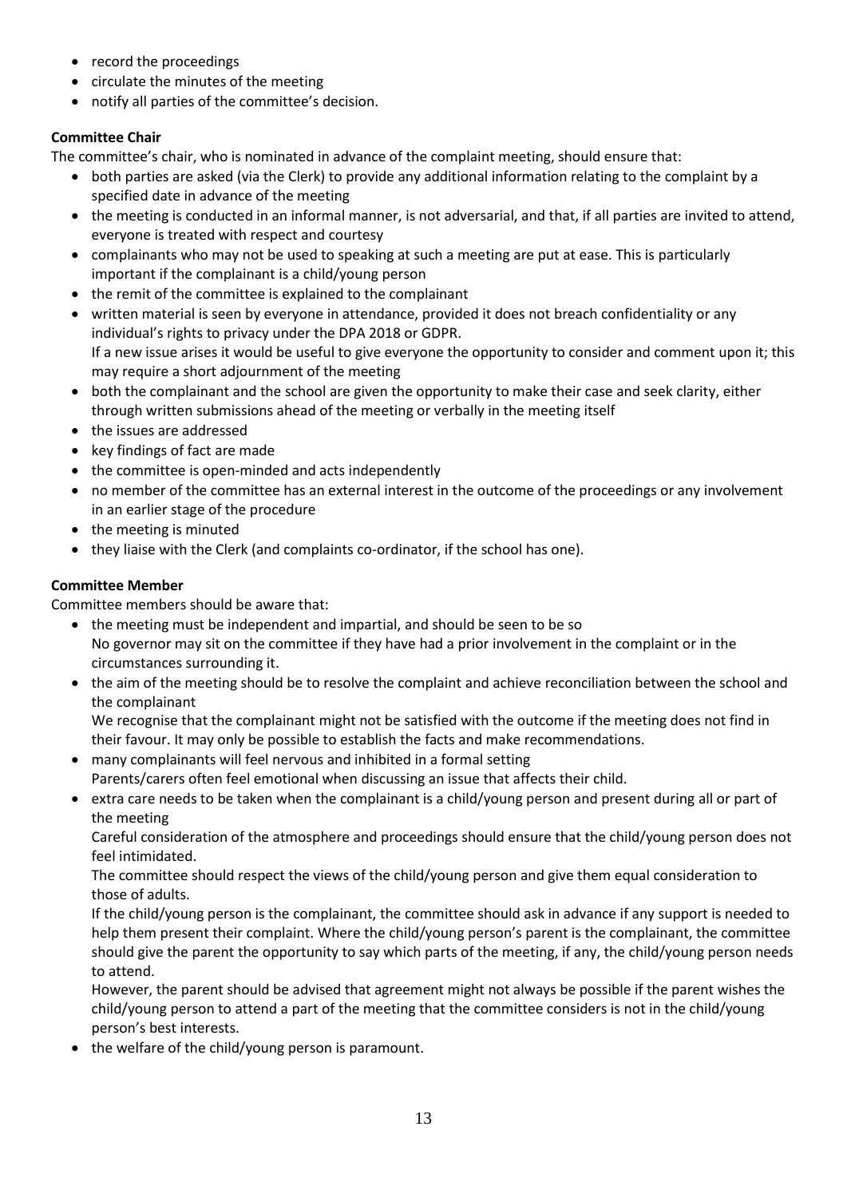- record the proceedings
- circulate the minutes of the meeting
- notify all parties of the committee's decision.

**Committee Chair**

The committee's chair, who is nominated in advance of the complaint meeting, should ensure that:

- both parties are asked (via the Clerk) to provide any additional information relating to the complaint by a specified date in advance of the meeting
- the meeting is conducted in an informal manner, is not adversarial, and that, if all parties are invited to attend, everyone is treated with respect and courtesy
- complainants who may not be used to speaking at such a meeting are put at ease. This is particularly important if the complainant is a child/young person
- the remit of the committee is explained to the complainant
- written material is seen by everyone in attendance, provided it does not breach confidentiality or any individual's rights to privacy under the DPA 2018 or GDPR.
  If a new issue arises it would be useful to give everyone the opportunity to consider and comment upon it; this may require a short adjournment of the meeting
- both the complainant and the school are given the opportunity to make their case and seek clarity, either through written submissions ahead of the meeting or verbally in the meeting itself
- the issues are addressed
- key findings of fact are made
- the committee is open-minded and acts independently
- no member of the committee has an external interest in the outcome of the proceedings or any involvement in an earlier stage of the procedure
- the meeting is minuted
- they liaise with the Clerk (and complaints co-ordinator, if the school has one).

**Committee Member**

Committee members should be aware that:

- the meeting must be independent and impartial, and should be seen to be so
  No governor may sit on the committee if they have had a prior involvement in the complaint or in the circumstances surrounding it.
- the aim of the meeting should be to resolve the complaint and achieve reconciliation between the school and the complainant
  We recognise that the complainant might not be satisfied with the outcome if the meeting does not find in their favour. It may only be possible to establish the facts and make recommendations.
- many complainants will feel nervous and inhibited in a formal setting
  Parents/carers often feel emotional when discussing an issue that affects their child.
- extra care needs to be taken when the complainant is a child/young person and present during all or part of the meeting
  Careful consideration of the atmosphere and proceedings should ensure that the child/young person does not feel intimidated.
  The committee should respect the views of the child/young person and give them equal consideration to those of adults.
  If the child/young person is the complainant, the committee should ask in advance if any support is needed to help them present their complaint. Where the child/young person's parent is the complainant, the committee should give the parent the opportunity to say which parts of the meeting, if any, the child/young person needs to attend.
  However, the parent should be advised that agreement might not always be possible if the parent wishes the child/young person to attend a part of the meeting that the committee considers is not in the child/young person's best interests.
- the welfare of the child/young person is paramount.